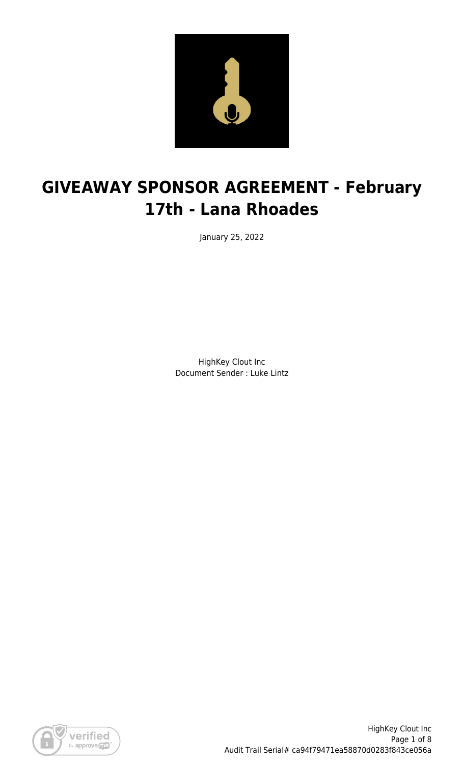# GIVEAWAY SPONSOR AGREEMENT - February 17th - Lana Rhoades

January 25, 2022

HighKey Clout Inc
Document Sender : Luke Lintz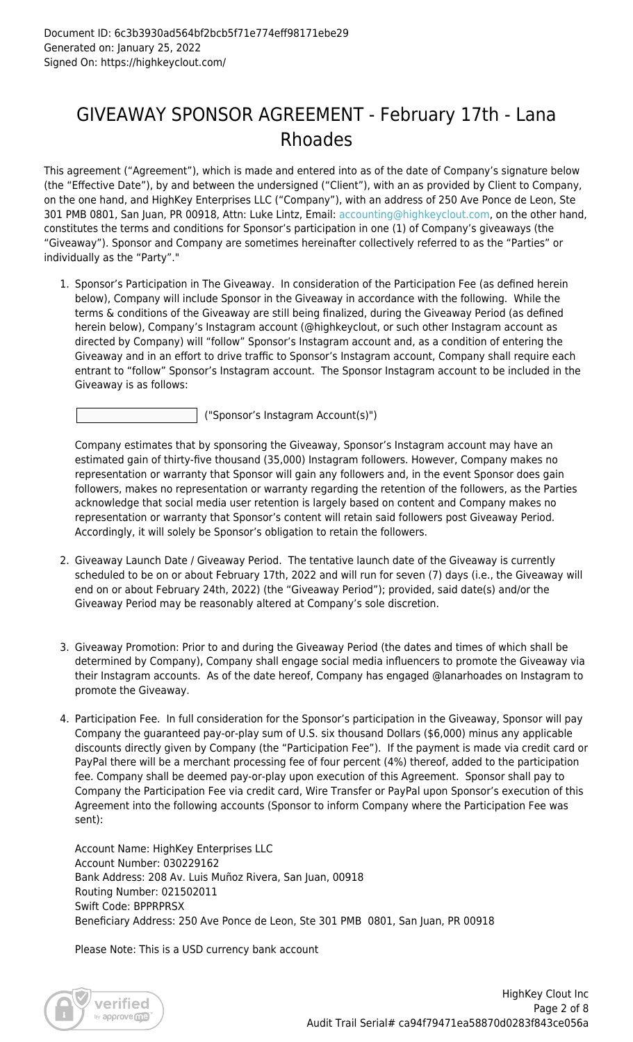Document ID: 6c3b3930ad564bf2bcb5f71e774eff98171ebe29
Generated on: January 25, 2022
Signed On: https://highkeyclout.com/

# GIVEAWAY SPONSOR AGREEMENT - February 17th - Lana Rhoades

This agreement ("Agreement"), which is made and entered into as of the date of Company's signature below (the "Effective Date"), by and between the undersigned ("Client"), with an as provided by Client to Company, on the one hand, and HighKey Enterprises LLC ("Company"), with an address of 250 Ave Ponce de Leon, Ste 301 PMB 0801, San Juan, PR 00918, Attn: Luke Lintz, Email: accounting@highkeyclout.com, on the other hand, constitutes the terms and conditions for Sponsor's participation in one (1) of Company's giveaways (the "Giveaway"). Sponsor and Company are sometimes hereinafter collectively referred to as the "Parties" or individually as the "Party"."

1. Sponsor's Participation in The Giveaway. In consideration of the Participation Fee (as defined herein below), Company will include Sponsor in the Giveaway in accordance with the following. While the terms & conditions of the Giveaway are still being finalized, during the Giveaway Period (as defined herein below), Company's Instagram account (@highkeyclout, or such other Instagram account as directed by Company) will "follow" Sponsor's Instagram account and, as a condition of entering the Giveaway and in an effort to drive traffic to Sponsor's Instagram account, Company shall require each entrant to "follow" Sponsor's Instagram account. The Sponsor Instagram account to be included in the Giveaway is as follows:

   ______________ ("Sponsor's Instagram Account(s)")

   Company estimates that by sponsoring the Giveaway, Sponsor's Instagram account may have an estimated gain of thirty-five thousand (35,000) Instagram followers. However, Company makes no representation or warranty that Sponsor will gain any followers and, in the event Sponsor does gain followers, makes no representation or warranty regarding the retention of the followers, as the Parties acknowledge that social media user retention is largely based on content and Company makes no representation or warranty that Sponsor's content will retain said followers post Giveaway Period. Accordingly, it will solely be Sponsor's obligation to retain the followers.

2. Giveaway Launch Date / Giveaway Period. The tentative launch date of the Giveaway is currently scheduled to be on or about February 17th, 2022 and will run for seven (7) days (i.e., the Giveaway will end on or about February 24th, 2022) (the "Giveaway Period"); provided, said date(s) and/or the Giveaway Period may be reasonably altered at Company's sole discretion.

3. Giveaway Promotion: Prior to and during the Giveaway Period (the dates and times of which shall be determined by Company), Company shall engage social media influencers to promote the Giveaway via their Instagram accounts. As of the date hereof, Company has engaged @lanarhoades on Instagram to promote the Giveaway.

4. Participation Fee. In full consideration for the Sponsor's participation in the Giveaway, Sponsor will pay Company the guaranteed pay-or-play sum of U.S. six thousand Dollars ($6,000) minus any applicable discounts directly given by Company (the "Participation Fee"). If the payment is made via credit card or PayPal there will be a merchant processing fee of four percent (4%) thereof, added to the participation fee. Company shall be deemed pay-or-play upon execution of this Agreement. Sponsor shall pay to Company the Participation Fee via credit card, Wire Transfer or PayPal upon Sponsor's execution of this Agreement into the following accounts (Sponsor to inform Company where the Participation Fee was sent):

   Account Name: HighKey Enterprises LLC
   Account Number: 030229162
   Bank Address: 208 Av. Luis Muñoz Rivera, San Juan, 00918
   Routing Number: 021502011
   Swift Code: BPPRPRSX
   Beneficiary Address: 250 Ave Ponce de Leon, Ste 301 PMB 0801, San Juan, PR 00918

   Please Note: This is a USD currency bank account

HighKey Clout Inc
Audit Trail Serial# ca94f79471ea58870d0283f843ce056a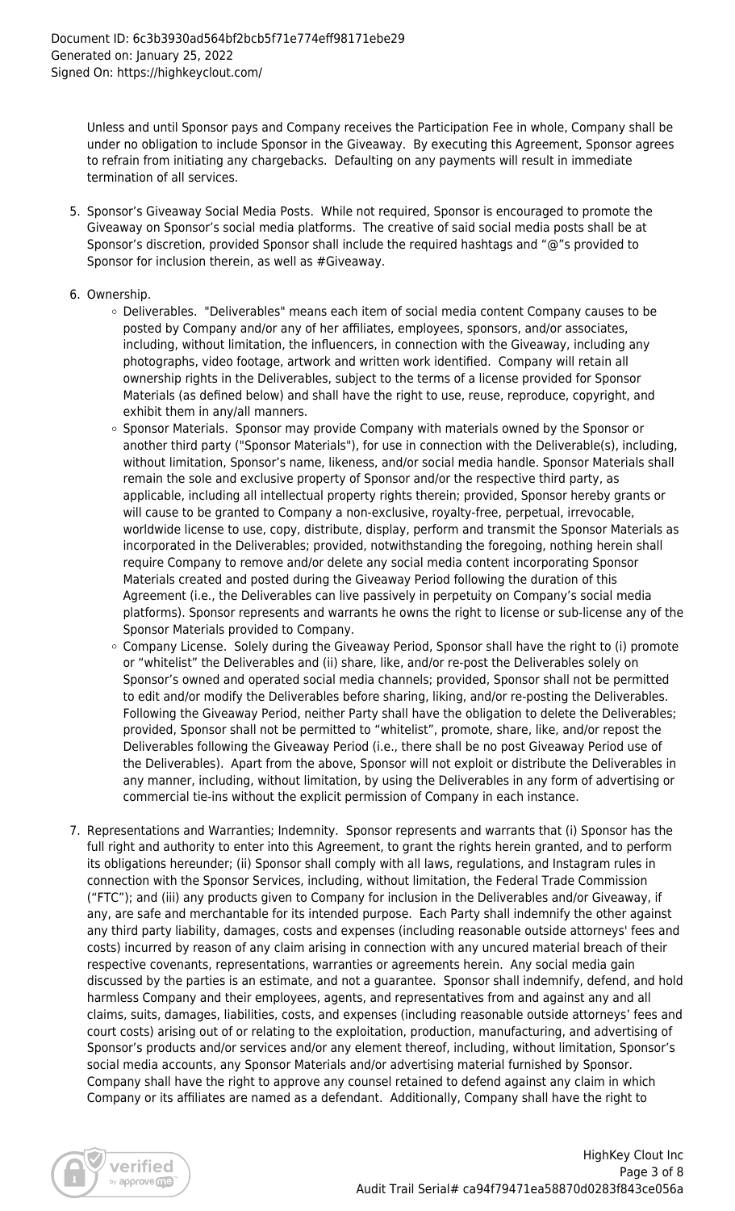Unless and until Sponsor pays and Company receives the Participation Fee in whole, Company shall be under no obligation to include Sponsor in the Giveaway. By executing this Agreement, Sponsor agrees to refrain from initiating any chargebacks. Defaulting on any payments will result in immediate termination of all services.

5. Sponsor's Giveaway Social Media Posts. While not required, Sponsor is encouraged to promote the Giveaway on Sponsor's social media platforms. The creative of said social media posts shall be at Sponsor's discretion, provided Sponsor shall include the required hashtags and "@"s provided to Sponsor for inclusion therein, as well as #Giveaway.

6. Ownership.
   - Deliverables. "Deliverables" means each item of social media content Company causes to be posted by Company and/or any of her affiliates, employees, sponsors, and/or associates, including, without limitation, the influencers, in connection with the Giveaway, including any photographs, video footage, artwork and written work identified. Company will retain all ownership rights in the Deliverables, subject to the terms of a license provided for Sponsor Materials (as defined below) and shall have the right to use, reuse, reproduce, copyright, and exhibit them in any/all manners.
   - Sponsor Materials. Sponsor may provide Company with materials owned by the Sponsor or another third party ("Sponsor Materials"), for use in connection with the Deliverable(s), including, without limitation, Sponsor's name, likeness, and/or social media handle. Sponsor Materials shall remain the sole and exclusive property of Sponsor and/or the respective third party, as applicable, including all intellectual property rights therein; provided, Sponsor hereby grants or will cause to be granted to Company a non-exclusive, royalty-free, perpetual, irrevocable, worldwide license to use, copy, distribute, display, perform and transmit the Sponsor Materials as incorporated in the Deliverables; provided, notwithstanding the foregoing, nothing herein shall require Company to remove and/or delete any social media content incorporating Sponsor Materials created and posted during the Giveaway Period following the duration of this Agreement (i.e., the Deliverables can live passively in perpetuity on Company's social media platforms). Sponsor represents and warrants he owns the right to license or sub-license any of the Sponsor Materials provided to Company.
   - Company License. Solely during the Giveaway Period, Sponsor shall have the right to (i) promote or "whitelist" the Deliverables and (ii) share, like, and/or re-post the Deliverables solely on Sponsor's owned and operated social media channels; provided, Sponsor shall not be permitted to edit and/or modify the Deliverables before sharing, liking, and/or re-posting the Deliverables. Following the Giveaway Period, neither Party shall have the obligation to delete the Deliverables; provided, Sponsor shall not be permitted to "whitelist", promote, share, like, and/or repost the Deliverables following the Giveaway Period (i.e., there shall be no post Giveaway Period use of the Deliverables). Apart from the above, Sponsor will not exploit or distribute the Deliverables in any manner, including, without limitation, by using the Deliverables in any form of advertising or commercial tie-ins without the explicit permission of Company in each instance.

7. Representations and Warranties; Indemnity. Sponsor represents and warrants that (i) Sponsor has the full right and authority to enter into this Agreement, to grant the rights herein granted, and to perform its obligations hereunder; (ii) Sponsor shall comply with all laws, regulations, and Instagram rules in connection with the Sponsor Services, including, without limitation, the Federal Trade Commission ("FTC"); and (iii) any products given to Company for inclusion in the Deliverables and/or Giveaway, if any, are safe and merchantable for its intended purpose. Each Party shall indemnify the other against any third party liability, damages, costs and expenses (including reasonable outside attorneys' fees and costs) incurred by reason of any claim arising in connection with any uncured material breach of their respective covenants, representations, warranties or agreements herein. Any social media gain discussed by the parties is an estimate, and not a guarantee. Sponsor shall indemnify, defend, and hold harmless Company and their employees, agents, and representatives from and against any and all claims, suits, damages, liabilities, costs, and expenses (including reasonable outside attorneys' fees and court costs) arising out of or relating to the exploitation, production, manufacturing, and advertising of Sponsor's products and/or services and/or any element thereof, including, without limitation, Sponsor's social media accounts, any Sponsor Materials and/or advertising material furnished by Sponsor. Company shall have the right to approve any counsel retained to defend against any claim in which Company or its affiliates are named as a defendant. Additionally, Company shall have the right to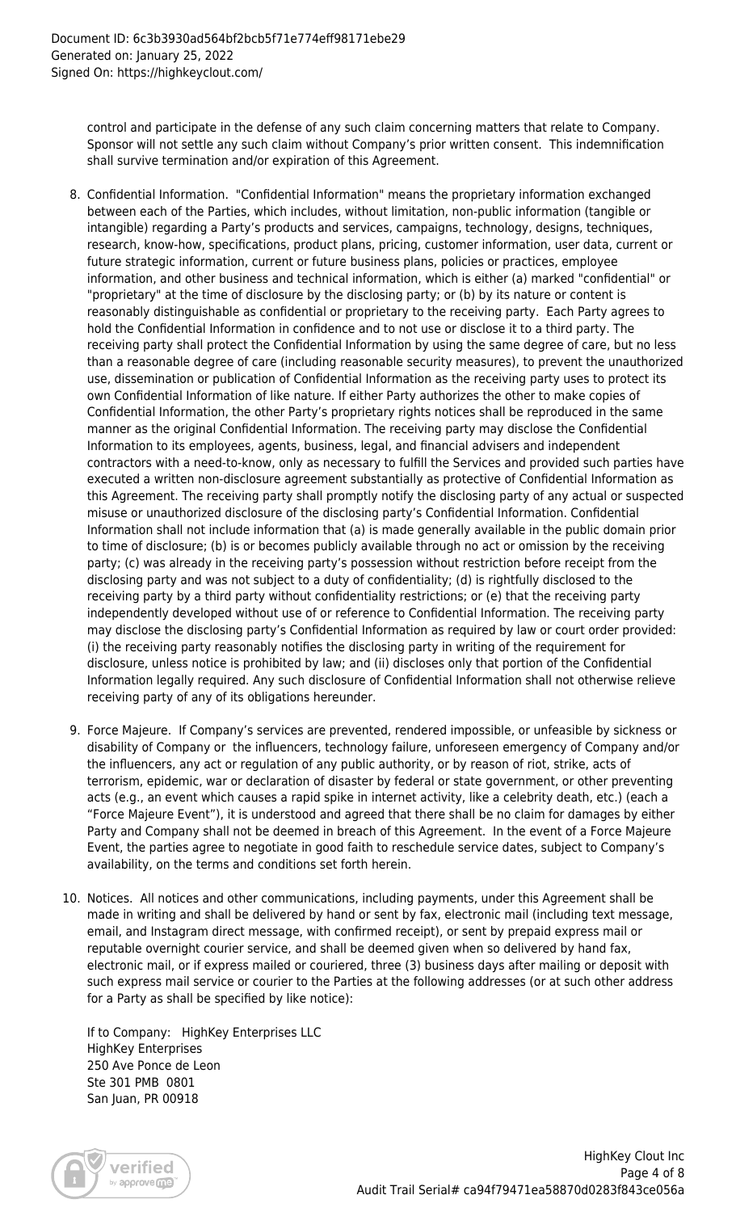control and participate in the defense of any such claim concerning matters that relate to Company. Sponsor will not settle any such claim without Company's prior written consent. This indemnification shall survive termination and/or expiration of this Agreement.

8. Confidential Information. "Confidential Information" means the proprietary information exchanged between each of the Parties, which includes, without limitation, non-public information (tangible or intangible) regarding a Party's products and services, campaigns, technology, designs, techniques, research, know-how, specifications, product plans, pricing, customer information, user data, current or future strategic information, current or future business plans, policies or practices, employee information, and other business and technical information, which is either (a) marked "confidential" or "proprietary" at the time of disclosure by the disclosing party; or (b) by its nature or content is reasonably distinguishable as confidential or proprietary to the receiving party. Each Party agrees to hold the Confidential Information in confidence and to not use or disclose it to a third party. The receiving party shall protect the Confidential Information by using the same degree of care, but no less than a reasonable degree of care (including reasonable security measures), to prevent the unauthorized use, dissemination or publication of Confidential Information as the receiving party uses to protect its own Confidential Information of like nature. If either Party authorizes the other to make copies of Confidential Information, the other Party's proprietary rights notices shall be reproduced in the same manner as the original Confidential Information. The receiving party may disclose the Confidential Information to its employees, agents, business, legal, and financial advisers and independent contractors with a need-to-know, only as necessary to fulfill the Services and provided such parties have executed a written non-disclosure agreement substantially as protective of Confidential Information as this Agreement. The receiving party shall promptly notify the disclosing party of any actual or suspected misuse or unauthorized disclosure of the disclosing party's Confidential Information. Confidential Information shall not include information that (a) is made generally available in the public domain prior to time of disclosure; (b) is or becomes publicly available through no act or omission by the receiving party; (c) was already in the receiving party's possession without restriction before receipt from the disclosing party and was not subject to a duty of confidentiality; (d) is rightfully disclosed to the receiving party by a third party without confidentiality restrictions; or (e) that the receiving party independently developed without use of or reference to Confidential Information. The receiving party may disclose the disclosing party's Confidential Information as required by law or court order provided: (i) the receiving party reasonably notifies the disclosing party in writing of the requirement for disclosure, unless notice is prohibited by law; and (ii) discloses only that portion of the Confidential Information legally required. Any such disclosure of Confidential Information shall not otherwise relieve receiving party of any of its obligations hereunder.

9. Force Majeure. If Company's services are prevented, rendered impossible, or unfeasible by sickness or disability of Company or the influencers, technology failure, unforeseen emergency of Company and/or the influencers, any act or regulation of any public authority, or by reason of riot, strike, acts of terrorism, epidemic, war or declaration of disaster by federal or state government, or other preventing acts (e.g., an event which causes a rapid spike in internet activity, like a celebrity death, etc.) (each a "Force Majeure Event"), it is understood and agreed that there shall be no claim for damages by either Party and Company shall not be deemed in breach of this Agreement. In the event of a Force Majeure Event, the parties agree to negotiate in good faith to reschedule service dates, subject to Company's availability, on the terms and conditions set forth herein.

10. Notices. All notices and other communications, including payments, under this Agreement shall be made in writing and shall be delivered by hand or sent by fax, electronic mail (including text message, email, and Instagram direct message, with confirmed receipt), or sent by prepaid express mail or reputable overnight courier service, and shall be deemed given when so delivered by hand fax, electronic mail, or if express mailed or couriered, three (3) business days after mailing or deposit with such express mail service or courier to the Parties at the following addresses (or at such other address for a Party as shall be specified by like notice):

    If to Company: HighKey Enterprises LLC
    HighKey Enterprises
    250 Ave Ponce de Leon
    Ste 301 PMB 0801
    San Juan, PR 00918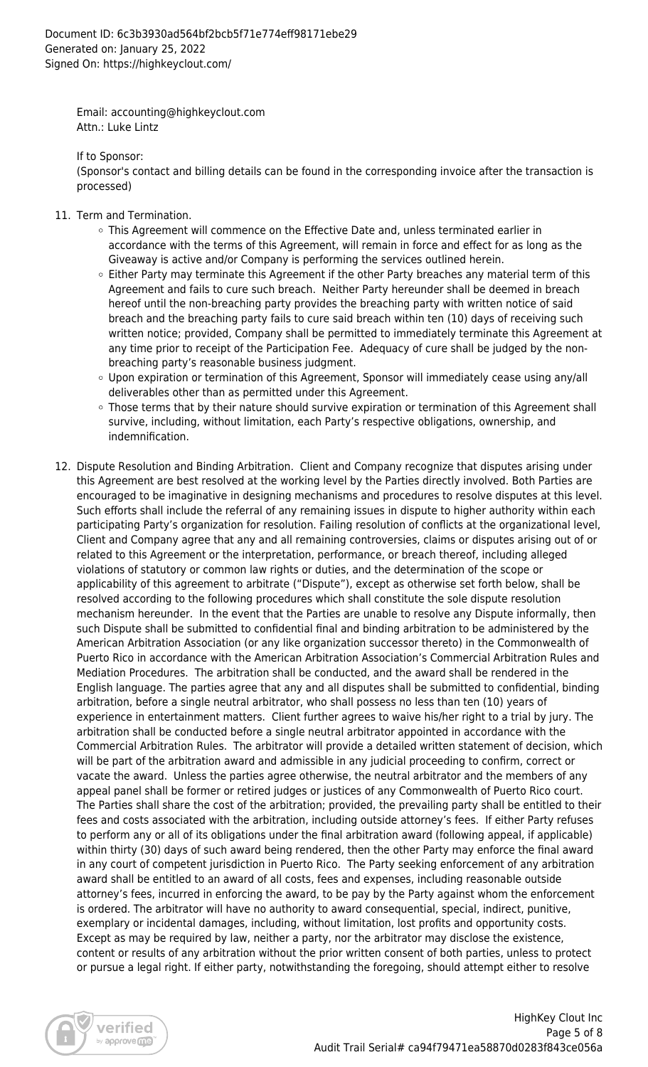Email: accounting@highkeyclout.com
Attn.: Luke Lintz

If to Sponsor:
(Sponsor's contact and billing details can be found in the corresponding invoice after the transaction is processed)

11. Term and Termination.
    - This Agreement will commence on the Effective Date and, unless terminated earlier in accordance with the terms of this Agreement, will remain in force and effect for as long as the Giveaway is active and/or Company is performing the services outlined herein.
    - Either Party may terminate this Agreement if the other Party breaches any material term of this Agreement and fails to cure such breach. Neither Party hereunder shall be deemed in breach hereof until the non-breaching party provides the breaching party with written notice of said breach and the breaching party fails to cure said breach within ten (10) days of receiving such written notice; provided, Company shall be permitted to immediately terminate this Agreement at any time prior to receipt of the Participation Fee. Adequacy of cure shall be judged by the non-breaching party's reasonable business judgment.
    - Upon expiration or termination of this Agreement, Sponsor will immediately cease using any/all deliverables other than as permitted under this Agreement.
    - Those terms that by their nature should survive expiration or termination of this Agreement shall survive, including, without limitation, each Party's respective obligations, ownership, and indemnification.

12. Dispute Resolution and Binding Arbitration. Client and Company recognize that disputes arising under this Agreement are best resolved at the working level by the Parties directly involved. Both Parties are encouraged to be imaginative in designing mechanisms and procedures to resolve disputes at this level. Such efforts shall include the referral of any remaining issues in dispute to higher authority within each participating Party's organization for resolution. Failing resolution of conflicts at the organizational level, Client and Company agree that any and all remaining controversies, claims or disputes arising out of or related to this Agreement or the interpretation, performance, or breach thereof, including alleged violations of statutory or common law rights or duties, and the determination of the scope or applicability of this agreement to arbitrate ("Dispute"), except as otherwise set forth below, shall be resolved according to the following procedures which shall constitute the sole dispute resolution mechanism hereunder. In the event that the Parties are unable to resolve any Dispute informally, then such Dispute shall be submitted to confidential final and binding arbitration to be administered by the American Arbitration Association (or any like organization successor thereto) in the Commonwealth of Puerto Rico in accordance with the American Arbitration Association's Commercial Arbitration Rules and Mediation Procedures. The arbitration shall be conducted, and the award shall be rendered in the English language. The parties agree that any and all disputes shall be submitted to confidential, binding arbitration, before a single neutral arbitrator, who shall possess no less than ten (10) years of experience in entertainment matters. Client further agrees to waive his/her right to a trial by jury. The arbitration shall be conducted before a single neutral arbitrator appointed in accordance with the Commercial Arbitration Rules. The arbitrator will provide a detailed written statement of decision, which will be part of the arbitration award and admissible in any judicial proceeding to confirm, correct or vacate the award. Unless the parties agree otherwise, the neutral arbitrator and the members of any appeal panel shall be former or retired judges or justices of any Commonwealth of Puerto Rico court. The Parties shall share the cost of the arbitration; provided, the prevailing party shall be entitled to their fees and costs associated with the arbitration, including outside attorney's fees. If either Party refuses to perform any or all of its obligations under the final arbitration award (following appeal, if applicable) within thirty (30) days of such award being rendered, then the other Party may enforce the final award in any court of competent jurisdiction in Puerto Rico. The Party seeking enforcement of any arbitration award shall be entitled to an award of all costs, fees and expenses, including reasonable outside attorney's fees, incurred in enforcing the award, to be pay by the Party against whom the enforcement is ordered. The arbitrator will have no authority to award consequential, special, indirect, punitive, exemplary or incidental damages, including, without limitation, lost profits and opportunity costs. Except as may be required by law, neither a party, nor the arbitrator may disclose the existence, content or results of any arbitration without the prior written consent of both parties, unless to protect or pursue a legal right. If either party, notwithstanding the foregoing, should attempt either to resolve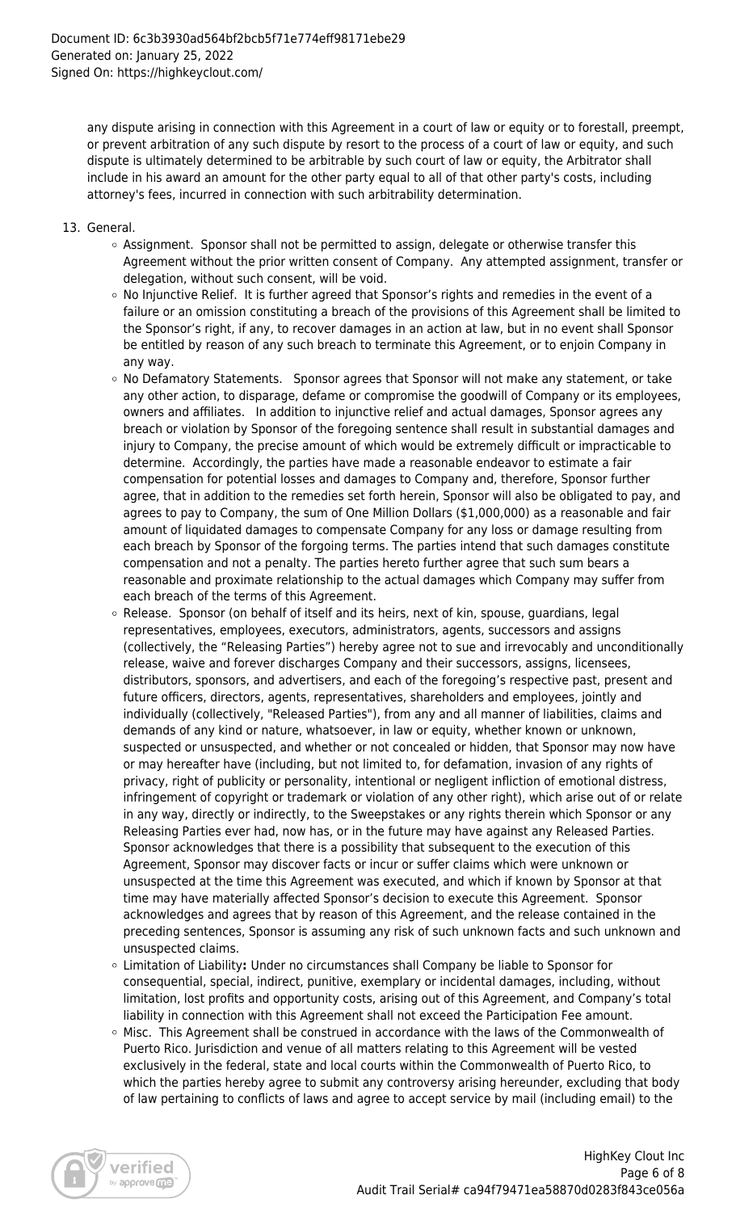any dispute arising in connection with this Agreement in a court of law or equity or to forestall, preempt, or prevent arbitration of any such dispute by resort to the process of a court of law or equity, and such dispute is ultimately determined to be arbitrable by such court of law or equity, the Arbitrator shall include in his award an amount for the other party equal to all of that other party's costs, including attorney's fees, incurred in connection with such arbitrability determination.

13. General.
    - Assignment. Sponsor shall not be permitted to assign, delegate or otherwise transfer this Agreement without the prior written consent of Company. Any attempted assignment, transfer or delegation, without such consent, will be void.
    - No Injunctive Relief. It is further agreed that Sponsor's rights and remedies in the event of a failure or an omission constituting a breach of the provisions of this Agreement shall be limited to the Sponsor's right, if any, to recover damages in an action at law, but in no event shall Sponsor be entitled by reason of any such breach to terminate this Agreement, or to enjoin Company in any way.
    - No Defamatory Statements. Sponsor agrees that Sponsor will not make any statement, or take any other action, to disparage, defame or compromise the goodwill of Company or its employees, owners and affiliates. In addition to injunctive relief and actual damages, Sponsor agrees any breach or violation by Sponsor of the foregoing sentence shall result in substantial damages and injury to Company, the precise amount of which would be extremely difficult or impracticable to determine. Accordingly, the parties have made a reasonable endeavor to estimate a fair compensation for potential losses and damages to Company and, therefore, Sponsor further agree, that in addition to the remedies set forth herein, Sponsor will also be obligated to pay, and agrees to pay to Company, the sum of One Million Dollars ($1,000,000) as a reasonable and fair amount of liquidated damages to compensate Company for any loss or damage resulting from each breach by Sponsor of the forgoing terms. The parties intend that such damages constitute compensation and not a penalty. The parties hereto further agree that such sum bears a reasonable and proximate relationship to the actual damages which Company may suffer from each breach of the terms of this Agreement.
    - Release. Sponsor (on behalf of itself and its heirs, next of kin, spouse, guardians, legal representatives, employees, executors, administrators, agents, successors and assigns (collectively, the "Releasing Parties") hereby agree not to sue and irrevocably and unconditionally release, waive and forever discharges Company and their successors, assigns, licensees, distributors, sponsors, and advertisers, and each of the foregoing's respective past, present and future officers, directors, agents, representatives, shareholders and employees, jointly and individually (collectively, "Released Parties"), from any and all manner of liabilities, claims and demands of any kind or nature, whatsoever, in law or equity, whether known or unknown, suspected or unsuspected, and whether or not concealed or hidden, that Sponsor may now have or may hereafter have (including, but not limited to, for defamation, invasion of any rights of privacy, right of publicity or personality, intentional or negligent infliction of emotional distress, infringement of copyright or trademark or violation of any other right), which arise out of or relate in any way, directly or indirectly, to the Sweepstakes or any rights therein which Sponsor or any Releasing Parties ever had, now has, or in the future may have against any Released Parties. Sponsor acknowledges that there is a possibility that subsequent to the execution of this Agreement, Sponsor may discover facts or incur or suffer claims which were unknown or unsuspected at the time this Agreement was executed, and which if known by Sponsor at that time may have materially affected Sponsor's decision to execute this Agreement. Sponsor acknowledges and agrees that by reason of this Agreement, and the release contained in the preceding sentences, Sponsor is assuming any risk of such unknown facts and such unknown and unsuspected claims.
    - Limitation of Liability**:** Under no circumstances shall Company be liable to Sponsor for consequential, special, indirect, punitive, exemplary or incidental damages, including, without limitation, lost profits and opportunity costs, arising out of this Agreement, and Company's total liability in connection with this Agreement shall not exceed the Participation Fee amount.
    - Misc. This Agreement shall be construed in accordance with the laws of the Commonwealth of Puerto Rico. Jurisdiction and venue of all matters relating to this Agreement will be vested exclusively in the federal, state and local courts within the Commonwealth of Puerto Rico, to which the parties hereby agree to submit any controversy arising hereunder, excluding that body of law pertaining to conflicts of laws and agree to accept service by mail (including email) to the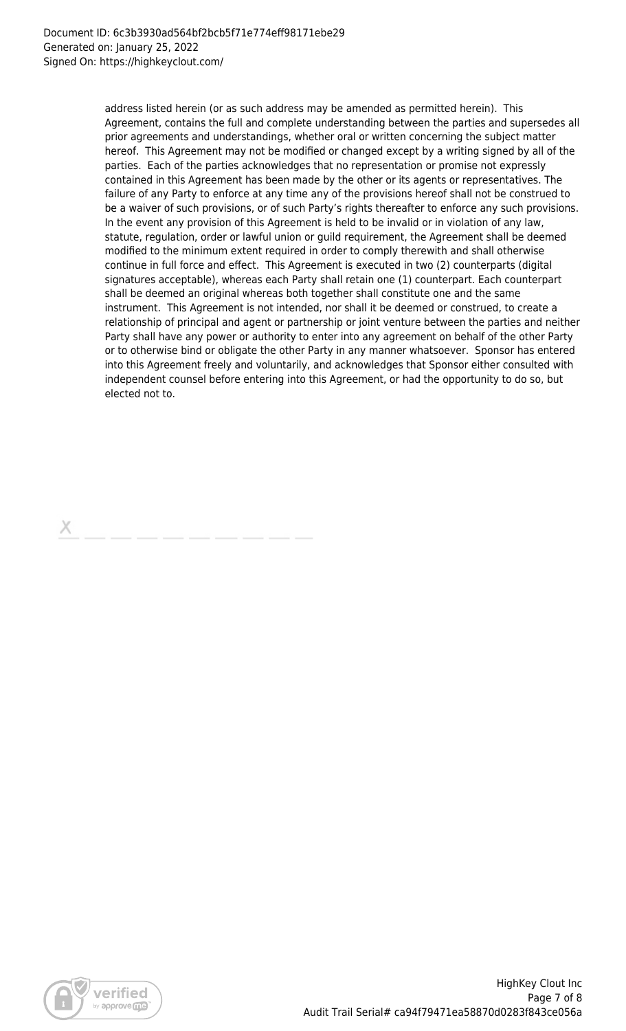address listed herein (or as such address may be amended as permitted herein). This Agreement, contains the full and complete understanding between the parties and supersedes all prior agreements and understandings, whether oral or written concerning the subject matter hereof. This Agreement may not be modified or changed except by a writing signed by all of the parties. Each of the parties acknowledges that no representation or promise not expressly contained in this Agreement has been made by the other or its agents or representatives. The failure of any Party to enforce at any time any of the provisions hereof shall not be construed to be a waiver of such provisions, or of such Party's rights thereafter to enforce any such provisions. In the event any provision of this Agreement is held to be invalid or in violation of any law, statute, regulation, order or lawful union or guild requirement, the Agreement shall be deemed modified to the minimum extent required in order to comply therewith and shall otherwise continue in full force and effect. This Agreement is executed in two (2) counterparts (digital signatures acceptable), whereas each Party shall retain one (1) counterpart. Each counterpart shall be deemed an original whereas both together shall constitute one and the same instrument. This Agreement is not intended, nor shall it be deemed or construed, to create a relationship of principal and agent or partnership or joint venture between the parties and neither Party shall have any power or authority to enter into any agreement on behalf of the other Party or to otherwise bind or obligate the other Party in any manner whatsoever. Sponsor has entered into this Agreement freely and voluntarily, and acknowledges that Sponsor either consulted with independent counsel before entering into this Agreement, or had the opportunity to do so, but elected not to.

X ___________________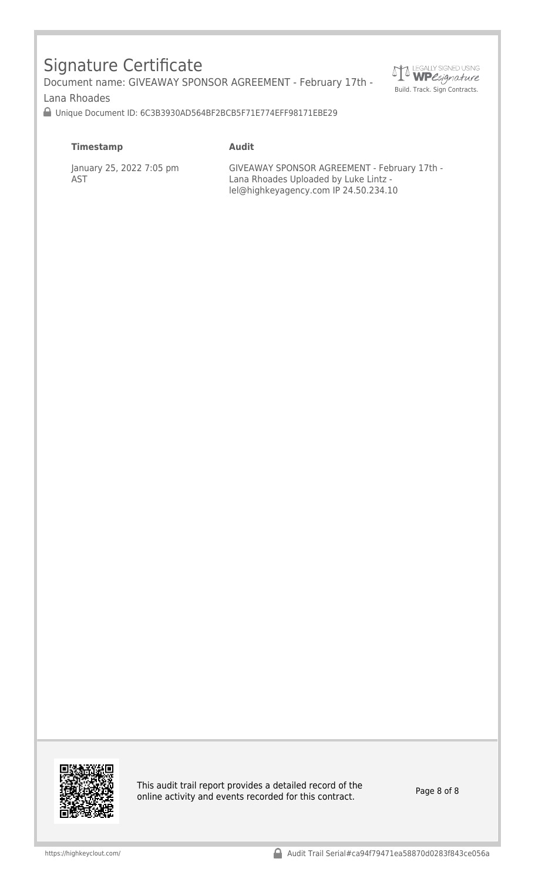# Signature Certificate

Document name: GIVEAWAY SPONSOR AGREEMENT - February 17th - Lana Rhoades

Unique Document ID: 6C3B3930AD564BF2BCB5F71E774EFF98171EBE29

LEGALLY SIGNED USING WPesignature
Build. Track. Sign Contracts.

| Timestamp | Audit |
| --- | --- |
| January 25, 2022 7:05 pm AST | GIVEAWAY SPONSOR AGREEMENT - February 17th - Lana Rhoades Uploaded by Luke Lintz - lel@highkeyagency.com IP 24.50.234.10 |

This audit trail report provides a detailed record of the online activity and events recorded for this contract.

https://highkeyclout.com/

Audit Trail Serial#ca94f79471ea58870d0283f843ce056a